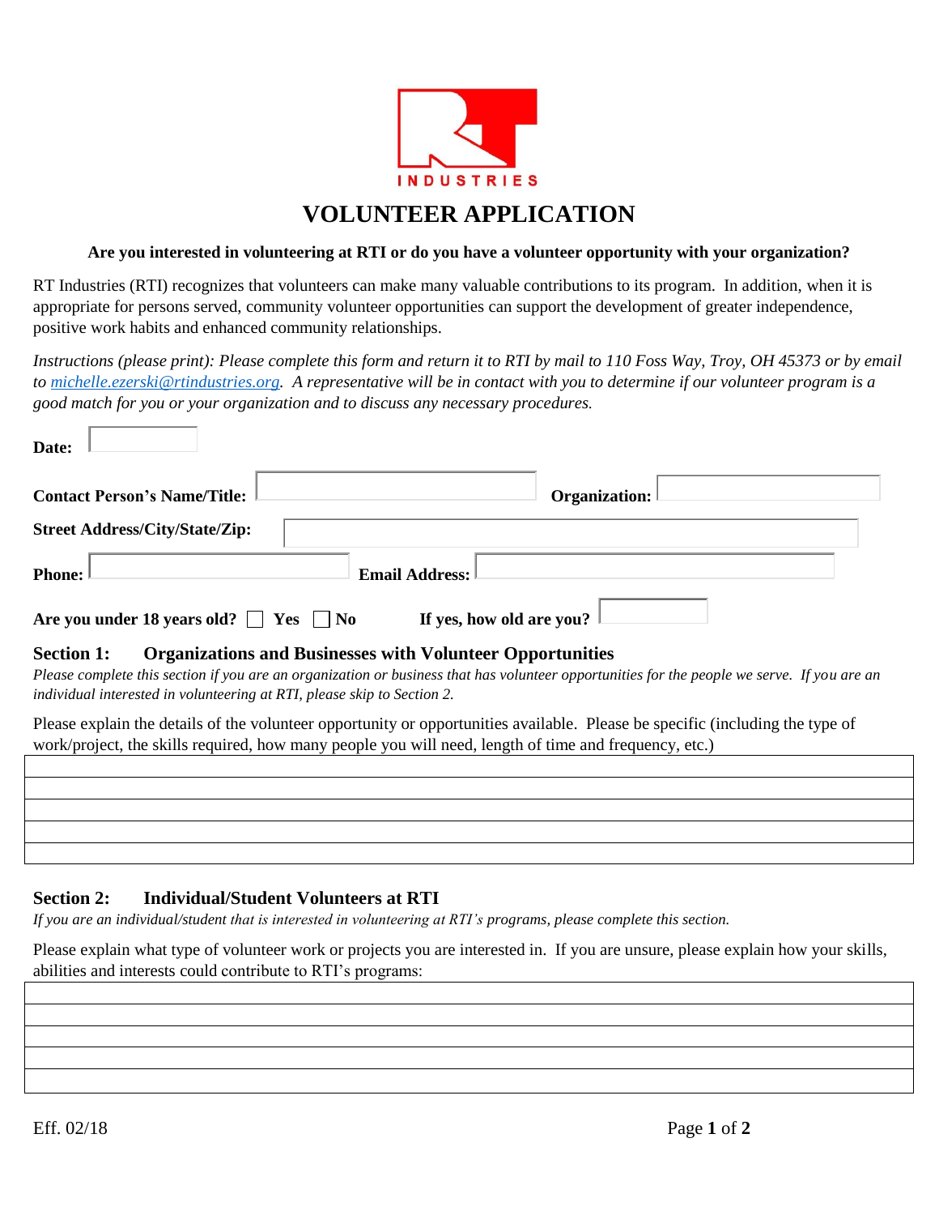RT INDUSTRIES

# VOLUNTEER APPLICATION

**Are you interested in volunteering at RTI or do you have a volunteer opportunity with your organization?**

RT Industries (RTI) recognizes that volunteers can make many valuable contributions to its program. In addition, when it is appropriate for persons served, community volunteer opportunities can support the development of greater independence, positive work habits and enhanced community relationships.

*Instructions (please print): Please complete this form and return it to RTI by mail to 110 Foss Way, Troy, OH 45373 or by email to michelle.ezerski@rtindustries.org. A representative will be in contact with you to determine if our volunteer program is a good match for you or your organization and to discuss any necessary procedures.*

**Date:** ____________

**Contact Person's Name/Title:** ____________ **Organization:** ____________

**Street Address/City/State/Zip:** ____________

**Phone:** ____________ **Email Address:** ____________

**Are you under 18 years old?** ☐ **Yes** ☐ **No** **If yes, how old are you?** ____________

## Section 1: Organizations and Businesses with Volunteer Opportunities

*Please complete this section if you are an organization or business that has volunteer opportunities for the people we serve. If you are an individual interested in volunteering at RTI, please skip to Section 2.*

Please explain the details of the volunteer opportunity or opportunities available. Please be specific (including the type of work/project, the skills required, how many people you will need, length of time and frequency, etc.)

| |
|---|
| |
| |
| |
| |
| |

## Section 2: Individual/Student Volunteers at RTI

*If you are an individual/student that is interested in volunteering at RTI's programs, please complete this section.*

Please explain what type of volunteer work or projects you are interested in. If you are unsure, please explain how your skills, abilities and interests could contribute to RTI's programs:

| |
|---|
| |
| |
| |
| |
| |

Eff. 02/18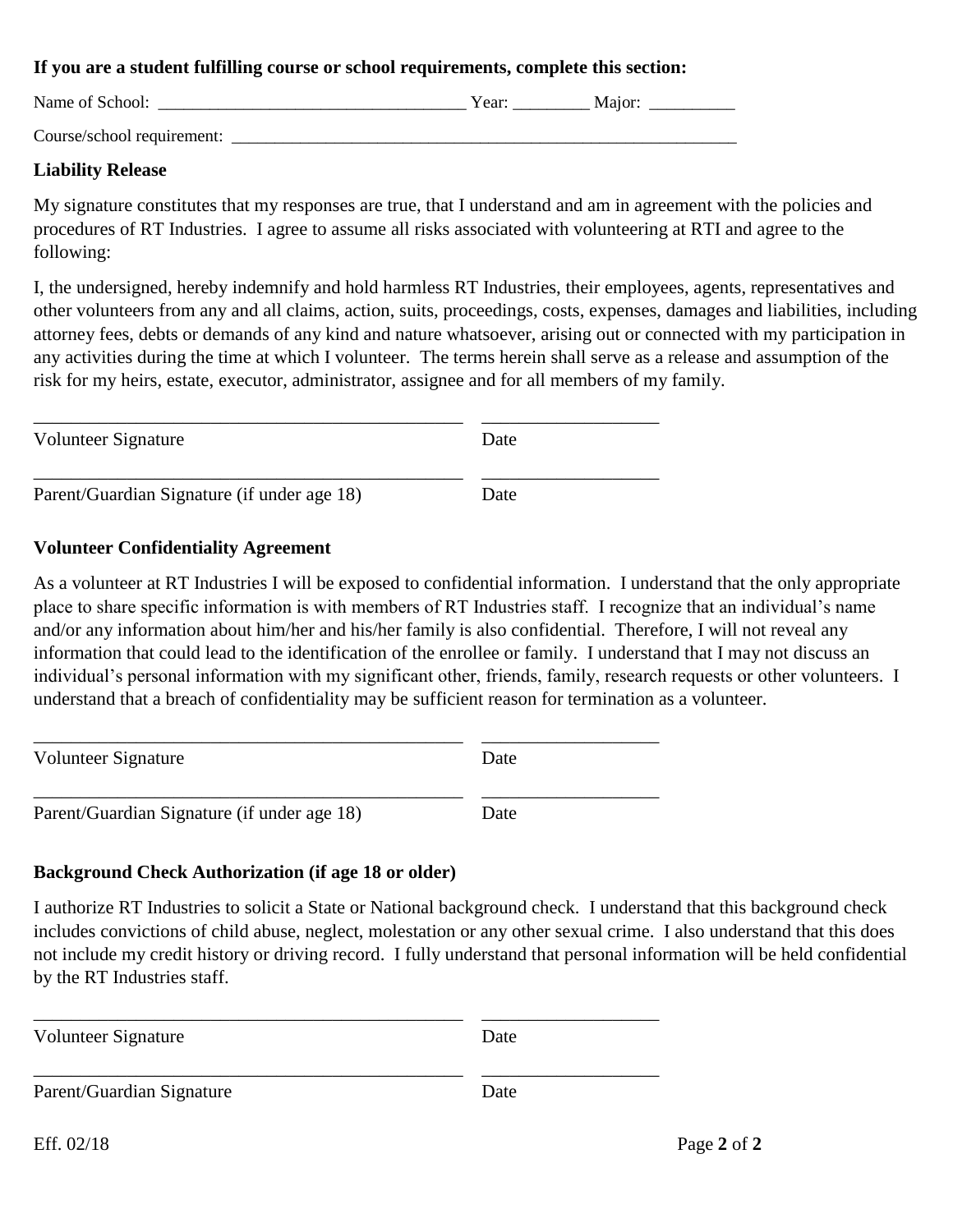**If you are a student fulfilling course or school requirements, complete this section:**

Name of School: ____________________________________ Year: _________ Major: __________

Course/school requirement: _______________________________________________________________

**Liability Release**

My signature constitutes that my responses are true, that I understand and am in agreement with the policies and procedures of RT Industries. I agree to assume all risks associated with volunteering at RTI and agree to the following:

I, the undersigned, hereby indemnify and hold harmless RT Industries, their employees, agents, representatives and other volunteers from any and all claims, action, suits, proceedings, costs, expenses, damages and liabilities, including attorney fees, debts or demands of any kind and nature whatsoever, arising out or connected with my participation in any activities during the time at which I volunteer. The terms herein shall serve as a release and assumption of the risk for my heirs, estate, executor, administrator, assignee and for all members of my family.

_______________________________________________ ___________________

Volunteer Signature Date

_______________________________________________ ___________________

Parent/Guardian Signature (if under age 18) Date

**Volunteer Confidentiality Agreement**

As a volunteer at RT Industries I will be exposed to confidential information. I understand that the only appropriate place to share specific information is with members of RT Industries staff. I recognize that an individual's name and/or any information about him/her and his/her family is also confidential. Therefore, I will not reveal any information that could lead to the identification of the enrollee or family. I understand that I may not discuss an individual's personal information with my significant other, friends, family, research requests or other volunteers. I understand that a breach of confidentiality may be sufficient reason for termination as a volunteer.

_______________________________________________ ___________________

Volunteer Signature Date

_______________________________________________ ___________________

Parent/Guardian Signature (if under age 18) Date

**Background Check Authorization (if age 18 or older)**

I authorize RT Industries to solicit a State or National background check. I understand that this background check includes convictions of child abuse, neglect, molestation or any other sexual crime. I also understand that this does not include my credit history or driving record. I fully understand that personal information will be held confidential by the RT Industries staff.

_______________________________________________ ___________________

Volunteer Signature Date

_______________________________________________ ___________________

Parent/Guardian Signature Date

Eff. 02/18